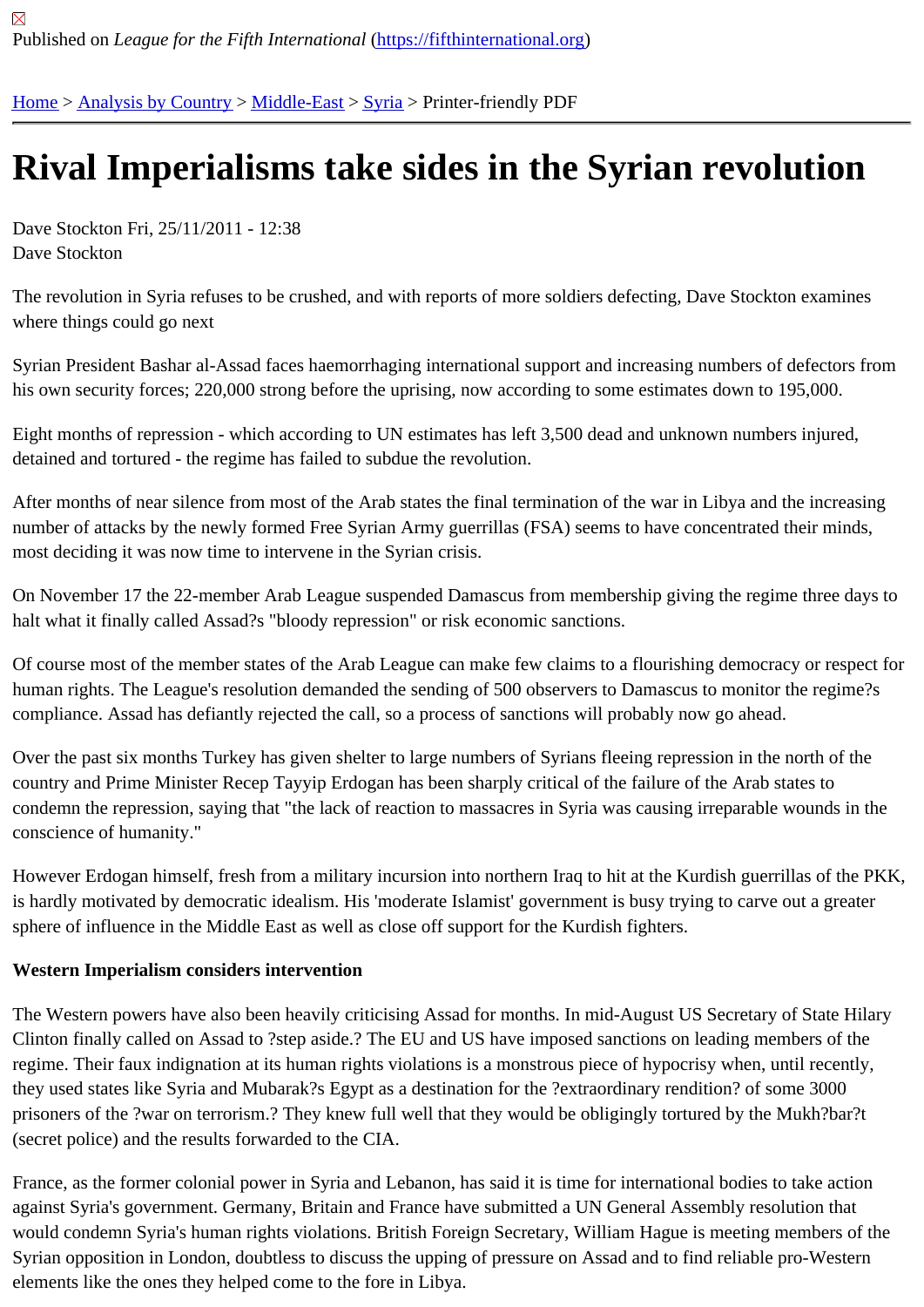Published on *League for the Fifth International* (https://fifthinternational.org)

Home > Analysis by Country > Middle-East > Syria > Printer-friendly PDF

# Rival Imperialisms take sides in the Syrian revolution

Dave Stockton Fri, 25/11/2011 - 12:38
Dave Stockton

The revolution in Syria refuses to be crushed, and with reports of more soldiers defecting, Dave Stockton examines where things could go next

Syrian President Bashar al-Assad faces haemorrhaging international support and increasing numbers of defectors from his own security forces; 220,000 strong before the uprising, now according to some estimates down to 195,000.

Eight months of repression - which according to UN estimates has left 3,500 dead and unknown numbers injured, detained and tortured - the regime has failed to subdue the revolution.

After months of near silence from most of the Arab states the final termination of the war in Libya and the increasing number of attacks by the newly formed Free Syrian Army guerrillas (FSA) seems to have concentrated their minds, most deciding it was now time to intervene in the Syrian crisis.

On November 17 the 22-member Arab League suspended Damascus from membership giving the regime three days to halt what it finally called Assad?s "bloody repression" or risk economic sanctions.

Of course most of the member states of the Arab League can make few claims to a flourishing democracy or respect for human rights. The League's resolution demanded the sending of 500 observers to Damascus to monitor the regime?s compliance. Assad has defiantly rejected the call, so a process of sanctions will probably now go ahead.

Over the past six months Turkey has given shelter to large numbers of Syrians fleeing repression in the north of the country and Prime Minister Recep Tayyip Erdogan has been sharply critical of the failure of the Arab states to condemn the repression, saying that "the lack of reaction to massacres in Syria was causing irreparable wounds in the conscience of humanity."

However Erdogan himself, fresh from a military incursion into northern Iraq to hit at the Kurdish guerrillas of the PKK, is hardly motivated by democratic idealism. His 'moderate Islamist' government is busy trying to carve out a greater sphere of influence in the Middle East as well as close off support for the Kurdish fighters.

**Western Imperialism considers intervention**

The Western powers have also been heavily criticising Assad for months. In mid-August US Secretary of State Hilary Clinton finally called on Assad to ?step aside.? The EU and US have imposed sanctions on leading members of the regime. Their faux indignation at its human rights violations is a monstrous piece of hypocrisy when, until recently, they used states like Syria and Mubarak?s Egypt as a destination for the ?extraordinary rendition? of some 3000 prisoners of the ?war on terrorism.? They knew full well that they would be obligingly tortured by the Mukh?bar?t (secret police) and the results forwarded to the CIA.

France, as the former colonial power in Syria and Lebanon, has said it is time for international bodies to take action against Syria's government. Germany, Britain and France have submitted a UN General Assembly resolution that would condemn Syria's human rights violations. British Foreign Secretary, William Hague is meeting members of the Syrian opposition in London, doubtless to discuss the upping of pressure on Assad and to find reliable pro-Western elements like the ones they helped come to the fore in Libya.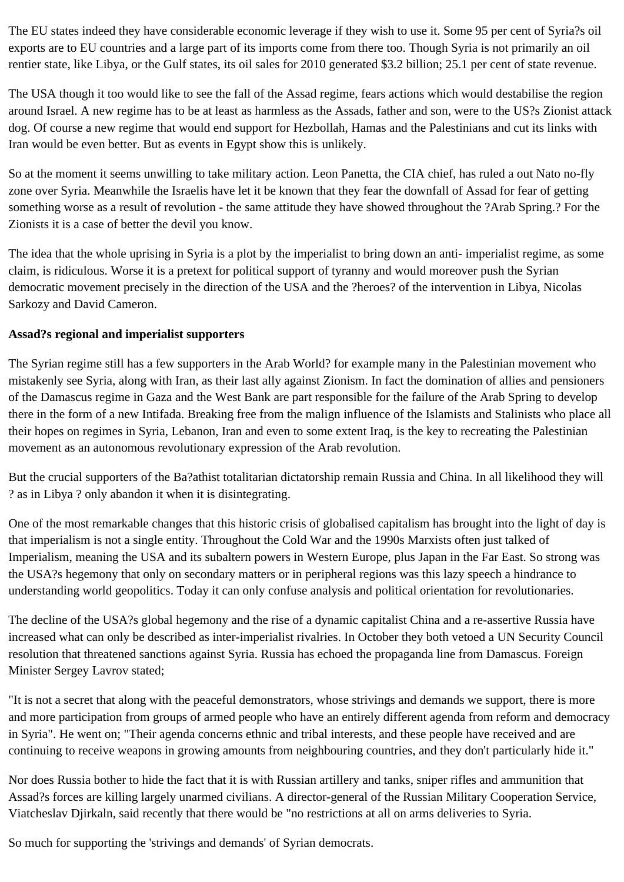The EU states indeed they have considerable economic leverage if they wish to use it. Some 95 per cent of Syria?s oil exports are to EU countries and a large part of its imports come from there too. Though Syria is not primarily an oil rentier state, like Libya, or the Gulf states, its oil sales for 2010 generated $3.2 billion; 25.1 per cent of state revenue.

The USA though it too would like to see the fall of the Assad regime, fears actions which would destabilise the region around Israel. A new regime has to be at least as harmless as the Assads, father and son, were to the US?s Zionist attack dog. Of course a new regime that would end support for Hezbollah, Hamas and the Palestinians and cut its links with Iran would be even better. But as events in Egypt show this is unlikely.

So at the moment it seems unwilling to take military action. Leon Panetta, the CIA chief, has ruled a out Nato no-fly zone over Syria. Meanwhile the Israelis have let it be known that they fear the downfall of Assad for fear of getting something worse as a result of revolution - the same attitude they have showed throughout the ?Arab Spring.? For the Zionists it is a case of better the devil you know.

The idea that the whole uprising in Syria is a plot by the imperialist to bring down an anti- imperialist regime, as some claim, is ridiculous. Worse it is a pretext for political support of tyranny and would moreover push the Syrian democratic movement precisely in the direction of the USA and the ?heroes? of the intervention in Libya, Nicolas Sarkozy and David Cameron.

**Assad?s regional and imperialist supporters**

The Syrian regime still has a few supporters in the Arab World? for example many in the Palestinian movement who mistakenly see Syria, along with Iran, as their last ally against Zionism. In fact the domination of allies and pensioners of the Damascus regime in Gaza and the West Bank are part responsible for the failure of the Arab Spring to develop there in the form of a new Intifada. Breaking free from the malign influence of the Islamists and Stalinists who place all their hopes on regimes in Syria, Lebanon, Iran and even to some extent Iraq, is the key to recreating the Palestinian movement as an autonomous revolutionary expression of the Arab revolution.

But the crucial supporters of the Ba?athist totalitarian dictatorship remain Russia and China. In all likelihood they will ? as in Libya ? only abandon it when it is disintegrating.

One of the most remarkable changes that this historic crisis of globalised capitalism has brought into the light of day is that imperialism is not a single entity. Throughout the Cold War and the 1990s Marxists often just talked of Imperialism, meaning the USA and its subaltern powers in Western Europe, plus Japan in the Far East. So strong was the USA?s hegemony that only on secondary matters or in peripheral regions was this lazy speech a hindrance to understanding world geopolitics. Today it can only confuse analysis and political orientation for revolutionaries.

The decline of the USA?s global hegemony and the rise of a dynamic capitalist China and a re-assertive Russia have increased what can only be described as inter-imperialist rivalries. In October they both vetoed a UN Security Council resolution that threatened sanctions against Syria. Russia has echoed the propaganda line from Damascus. Foreign Minister Sergey Lavrov stated;

"It is not a secret that along with the peaceful demonstrators, whose strivings and demands we support, there is more and more participation from groups of armed people who have an entirely different agenda from reform and democracy in Syria". He went on; "Their agenda concerns ethnic and tribal interests, and these people have received and are continuing to receive weapons in growing amounts from neighbouring countries, and they don't particularly hide it."

Nor does Russia bother to hide the fact that it is with Russian artillery and tanks, sniper rifles and ammunition that Assad?s forces are killing largely unarmed civilians. A director-general of the Russian Military Cooperation Service, Viatcheslav Djirkaln, said recently that there would be "no restrictions at all on arms deliveries to Syria.

So much for supporting the 'strivings and demands' of Syrian democrats.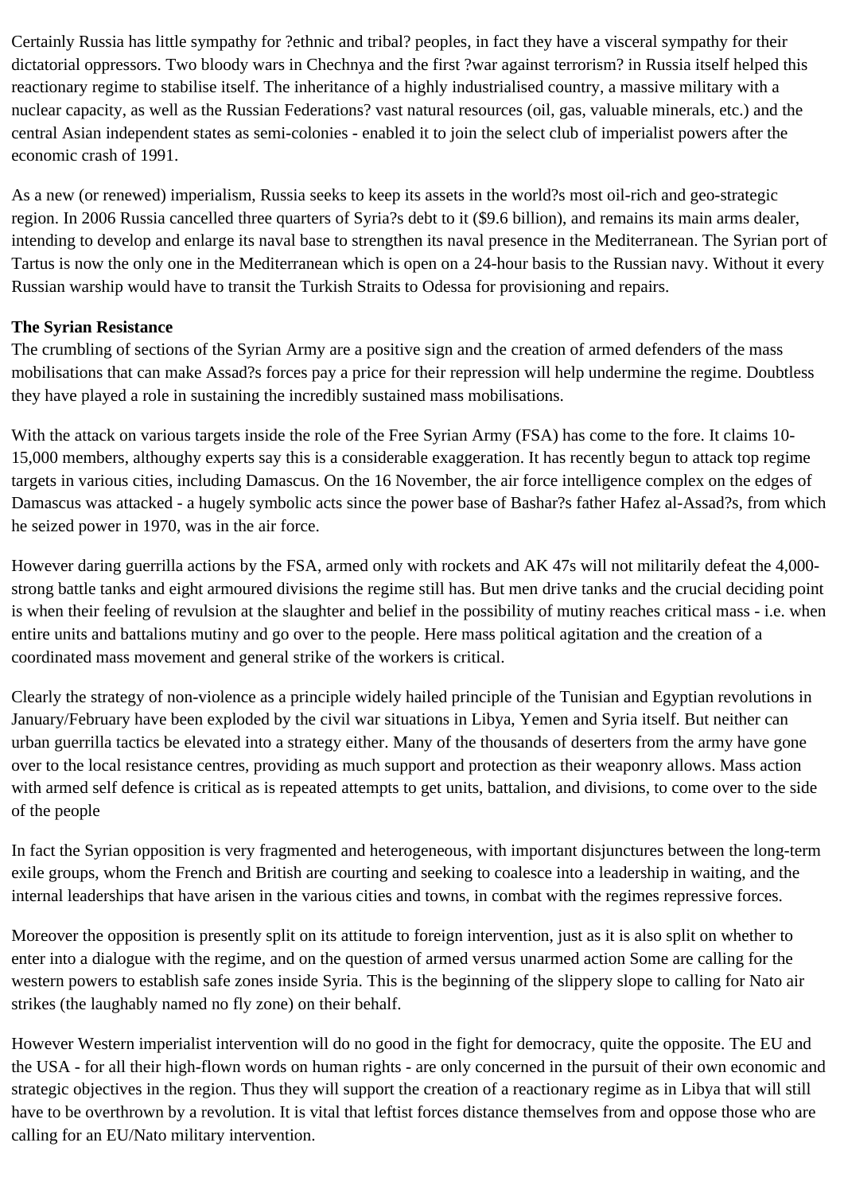Certainly Russia has little sympathy for ?ethnic and tribal? peoples, in fact they have a visceral sympathy for their dictatorial oppressors. Two bloody wars in Chechnya and the first ?war against terrorism? in Russia itself helped this reactionary regime to stabilise itself. The inheritance of a highly industrialised country, a massive military with a nuclear capacity, as well as the Russian Federations? vast natural resources (oil, gas, valuable minerals, etc.) and the central Asian independent states as semi-colonies - enabled it to join the select club of imperialist powers after the economic crash of 1991.

As a new (or renewed) imperialism, Russia seeks to keep its assets in the world?s most oil-rich and geo-strategic region. In 2006 Russia cancelled three quarters of Syria?s debt to it ($9.6 billion), and remains its main arms dealer, intending to develop and enlarge its naval base to strengthen its naval presence in the Mediterranean. The Syrian port of Tartus is now the only one in the Mediterranean which is open on a 24-hour basis to the Russian navy. Without it every Russian warship would have to transit the Turkish Straits to Odessa for provisioning and repairs.

**The Syrian Resistance**
The crumbling of sections of the Syrian Army are a positive sign and the creation of armed defenders of the mass mobilisations that can make Assad?s forces pay a price for their repression will help undermine the regime. Doubtless they have played a role in sustaining the incredibly sustained mass mobilisations.

With the attack on various targets inside the role of the Free Syrian Army (FSA) has come to the fore. It claims 10-15,000 members, althoughy experts say this is a considerable exaggeration. It has recently begun to attack top regime targets in various cities, including Damascus. On the 16 November, the air force intelligence complex on the edges of Damascus was attacked - a hugely symbolic acts since the power base of Bashar?s father Hafez al-Assad?s, from which he seized power in 1970, was in the air force.

However daring guerrilla actions by the FSA, armed only with rockets and AK 47s will not militarily defeat the 4,000-strong battle tanks and eight armoured divisions the regime still has. But men drive tanks and the crucial deciding point is when their feeling of revulsion at the slaughter and belief in the possibility of mutiny reaches critical mass - i.e. when entire units and battalions mutiny and go over to the people. Here mass political agitation and the creation of a coordinated mass movement and general strike of the workers is critical.

Clearly the strategy of non-violence as a principle widely hailed principle of the Tunisian and Egyptian revolutions in January/February have been exploded by the civil war situations in Libya, Yemen and Syria itself. But neither can urban guerrilla tactics be elevated into a strategy either. Many of the thousands of deserters from the army have gone over to the local resistance centres, providing as much support and protection as their weaponry allows. Mass action with armed self defence is critical as is repeated attempts to get units, battalion, and divisions, to come over to the side of the people

In fact the Syrian opposition is very fragmented and heterogeneous, with important disjunctures between the long-term exile groups, whom the French and British are courting and seeking to coalesce into a leadership in waiting, and the internal leaderships that have arisen in the various cities and towns, in combat with the regimes repressive forces.

Moreover the opposition is presently split on its attitude to foreign intervention, just as it is also split on whether to enter into a dialogue with the regime, and on the question of armed versus unarmed action Some are calling for the western powers to establish safe zones inside Syria. This is the beginning of the slippery slope to calling for Nato air strikes (the laughably named no fly zone) on their behalf.

However Western imperialist intervention will do no good in the fight for democracy, quite the opposite. The EU and the USA - for all their high-flown words on human rights - are only concerned in the pursuit of their own economic and strategic objectives in the region. Thus they will support the creation of a reactionary regime as in Libya that will still have to be overthrown by a revolution. It is vital that leftist forces distance themselves from and oppose those who are calling for an EU/Nato military intervention.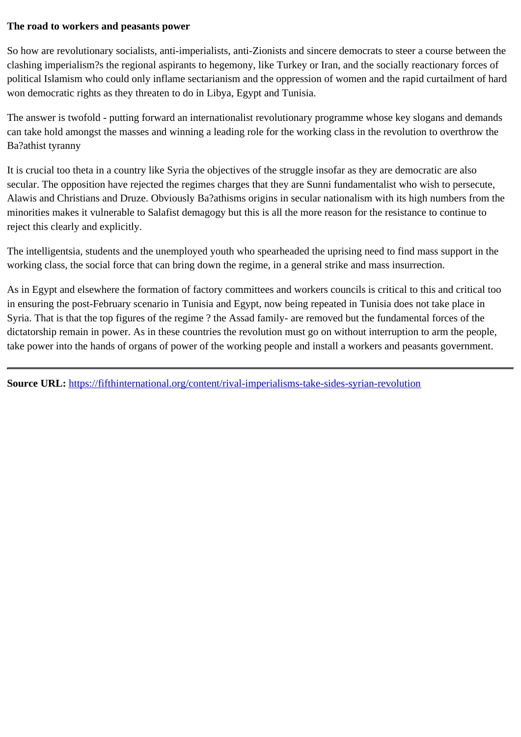**The road to workers and peasants power**

So how are revolutionary socialists, anti-imperialists, anti-Zionists and sincere democrats to steer a course between the clashing imperialism?s the regional aspirants to hegemony, like Turkey or Iran, and the socially reactionary forces of political Islamism who could only inflame sectarianism and the oppression of women and the rapid curtailment of hard won democratic rights as they threaten to do in Libya, Egypt and Tunisia.

The answer is twofold - putting forward an internationalist revolutionary programme whose key slogans and demands can take hold amongst the masses and winning a leading role for the working class in the revolution to overthrow the Ba?athist tyranny

It is crucial too theta in a country like Syria the objectives of the struggle insofar as they are democratic are also secular. The opposition have rejected the regimes charges that they are Sunni fundamentalist who wish to persecute, Alawis and Christians and Druze. Obviously Ba?athisms origins in secular nationalism with its high numbers from the minorities makes it vulnerable to Salafist demagogy but this is all the more reason for the resistance to continue to reject this clearly and explicitly.

The intelligentsia, students and the unemployed youth who spearheaded the uprising need to find mass support in the working class, the social force that can bring down the regime, in a general strike and mass insurrection.

As in Egypt and elsewhere the formation of factory committees and workers councils is critical to this and critical too in ensuring the post-February scenario in Tunisia and Egypt, now being repeated in Tunisia does not take place in Syria. That is that the top figures of the regime ? the Assad family- are removed but the fundamental forces of the dictatorship remain in power. As in these countries the revolution must go on without interruption to arm the people, take power into the hands of organs of power of the working people and install a workers and peasants government.

---

**Source URL:** https://fifthinternational.org/content/rival-imperialisms-take-sides-syrian-revolution